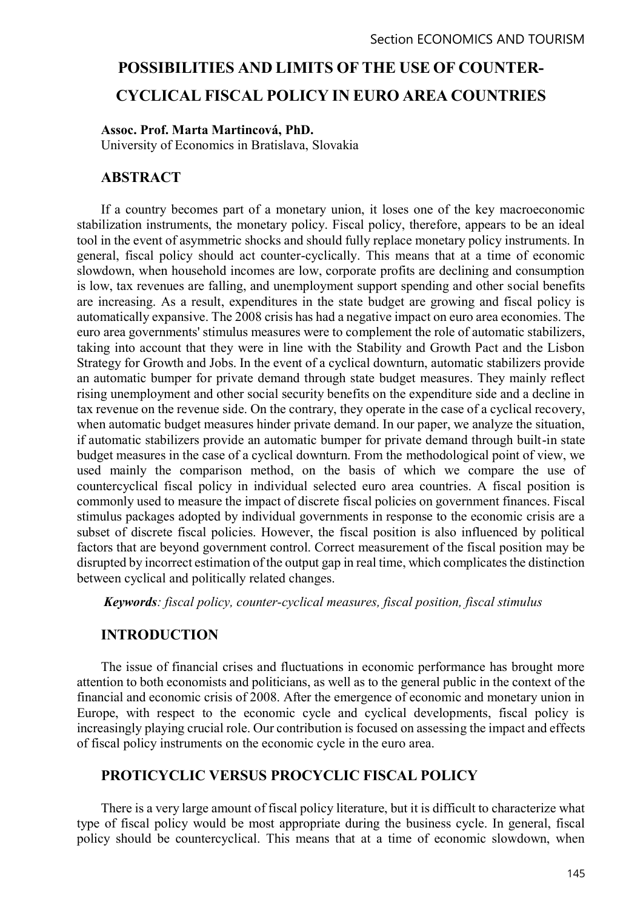# POSSIBILITIES AND LIMITS OF THE USE OF COUNTER-CYCLICAL FISCAL POLICY IN EURO AREA COUNTRIES

**Assoc. Prof. Marta Martincová, PhD.**
University of Economics in Bratislava, Slovakia

## ABSTRACT

If a country becomes part of a monetary union, it loses one of the key macroeconomic stabilization instruments, the monetary policy. Fiscal policy, therefore, appears to be an ideal tool in the event of asymmetric shocks and should fully replace monetary policy instruments. In general, fiscal policy should act counter-cyclically. This means that at a time of economic slowdown, when household incomes are low, corporate profits are declining and consumption is low, tax revenues are falling, and unemployment support spending and other social benefits are increasing. As a result, expenditures in the state budget are growing and fiscal policy is automatically expansive. The 2008 crisis has had a negative impact on euro area economies. The euro area governments' stimulus measures were to complement the role of automatic stabilizers, taking into account that they were in line with the Stability and Growth Pact and the Lisbon Strategy for Growth and Jobs. In the event of a cyclical downturn, automatic stabilizers provide an automatic bumper for private demand through state budget measures. They mainly reflect rising unemployment and other social security benefits on the expenditure side and a decline in tax revenue on the revenue side. On the contrary, they operate in the case of a cyclical recovery, when automatic budget measures hinder private demand. In our paper, we analyze the situation, if automatic stabilizers provide an automatic bumper for private demand through built-in state budget measures in the case of a cyclical downturn. From the methodological point of view, we used mainly the comparison method, on the basis of which we compare the use of countercyclical fiscal policy in individual selected euro area countries. A fiscal position is commonly used to measure the impact of discrete fiscal policies on government finances. Fiscal stimulus packages adopted by individual governments in response to the economic crisis are a subset of discrete fiscal policies. However, the fiscal position is also influenced by political factors that are beyond government control. Correct measurement of the fiscal position may be disrupted by incorrect estimation of the output gap in real time, which complicates the distinction between cyclical and politically related changes.

***Keywords**: fiscal policy, counter-cyclical measures, fiscal position, fiscal stimulus*

## INTRODUCTION

The issue of financial crises and fluctuations in economic performance has brought more attention to both economists and politicians, as well as to the general public in the context of the financial and economic crisis of 2008. After the emergence of economic and monetary union in Europe, with respect to the economic cycle and cyclical developments, fiscal policy is increasingly playing crucial role. Our contribution is focused on assessing the impact and effects of fiscal policy instruments on the economic cycle in the euro area.

## PROTICYCLIC VERSUS PROCYCLIC FISCAL POLICY

There is a very large amount of fiscal policy literature, but it is difficult to characterize what type of fiscal policy would be most appropriate during the business cycle. In general, fiscal policy should be countercyclical. This means that at a time of economic slowdown, when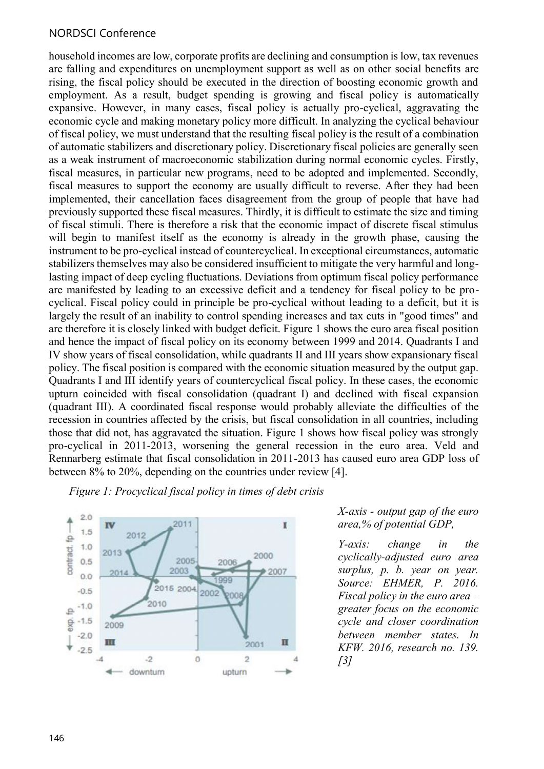household incomes are low, corporate profits are declining and consumption is low, tax revenues are falling and expenditures on unemployment support as well as on other social benefits are rising, the fiscal policy should be executed in the direction of boosting economic growth and employment. As a result, budget spending is growing and fiscal policy is automatically expansive. However, in many cases, fiscal policy is actually pro-cyclical, aggravating the economic cycle and making monetary policy more difficult. In analyzing the cyclical behaviour of fiscal policy, we must understand that the resulting fiscal policy is the result of a combination of automatic stabilizers and discretionary policy. Discretionary fiscal policies are generally seen as a weak instrument of macroeconomic stabilization during normal economic cycles. Firstly, fiscal measures, in particular new programs, need to be adopted and implemented. Secondly, fiscal measures to support the economy are usually difficult to reverse. After they had been implemented, their cancellation faces disagreement from the group of people that have had previously supported these fiscal measures. Thirdly, it is difficult to estimate the size and timing of fiscal stimuli. There is therefore a risk that the economic impact of discrete fiscal stimulus will begin to manifest itself as the economy is already in the growth phase, causing the instrument to be pro-cyclical instead of countercyclical. In exceptional circumstances, automatic stabilizers themselves may also be considered insufficient to mitigate the very harmful and long-lasting impact of deep cycling fluctuations. Deviations from optimum fiscal policy performance are manifested by leading to an excessive deficit and a tendency for fiscal policy to be pro-cyclical. Fiscal policy could in principle be pro-cyclical without leading to a deficit, but it is largely the result of an inability to control spending increases and tax cuts in "good times" and are therefore it is closely linked with budget deficit. Figure 1 shows the euro area fiscal position and hence the impact of fiscal policy on its economy between 1999 and 2014. Quadrants I and IV show years of fiscal consolidation, while quadrants II and III years show expansionary fiscal policy. The fiscal position is compared with the economic situation measured by the output gap. Quadrants I and III identify years of countercyclical fiscal policy. In these cases, the economic upturn coincided with fiscal consolidation (quadrant I) and declined with fiscal expansion (quadrant III). A coordinated fiscal response would probably alleviate the difficulties of the recession in countries affected by the crisis, but fiscal consolidation in all countries, including those that did not, has aggravated the situation. Figure 1 shows how fiscal policy was strongly pro-cyclical in 2011-2013, worsening the general recession in the euro area. Veld and Rennarberg estimate that fiscal consolidation in 2011-2013 has caused euro area GDP loss of between 8% to 20%, depending on the countries under review [4].

*Figure 1: Procyclical fiscal policy in times of debt crisis*

*X-axis - output gap of the euro area,% of potential GDP,*

*Y-axis: change in the cyclically-adjusted euro area surplus, p. b. year on year. Source: EHMER, P. 2016. Fiscal policy in the euro area – greater focus on the economic cycle and closer coordination between member states. In KFW. 2016, research no. 139. [3]*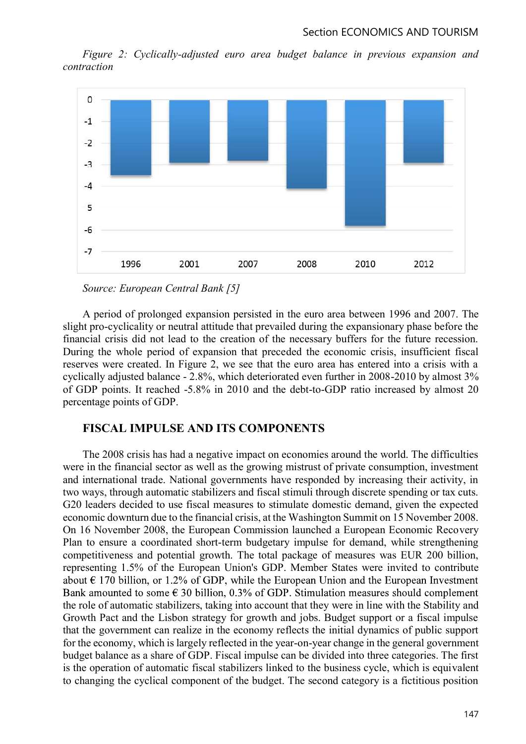*Figure 2: Cyclically-adjusted euro area budget balance in previous expansion and contraction*

*Source: European Central Bank [5]*

A period of prolonged expansion persisted in the euro area between 1996 and 2007. The slight pro-cyclicality or neutral attitude that prevailed during the expansionary phase before the financial crisis did not lead to the creation of the necessary buffers for the future recession. During the whole period of expansion that preceded the economic crisis, insufficient fiscal reserves were created. In Figure 2, we see that the euro area has entered into a crisis with a cyclically adjusted balance - 2.8%, which deteriorated even further in 2008-2010 by almost 3% of GDP points. It reached -5.8% in 2010 and the debt-to-GDP ratio increased by almost 20 percentage points of GDP.

## FISCAL IMPULSE AND ITS COMPONENTS

The 2008 crisis has had a negative impact on economies around the world. The difficulties were in the financial sector as well as the growing mistrust of private consumption, investment and international trade. National governments have responded by increasing their activity, in two ways, through automatic stabilizers and fiscal stimuli through discrete spending or tax cuts. G20 leaders decided to use fiscal measures to stimulate domestic demand, given the expected economic downturn due to the financial crisis, at the Washington Summit on 15 November 2008. On 16 November 2008, the European Commission launched a European Economic Recovery Plan to ensure a coordinated short-term budgetary impulse for demand, while strengthening competitiveness and potential growth. The total package of measures was EUR 200 billion, representing 1.5% of the European Union's GDP. Member States were invited to contribute about € 170 billion, or 1.2% of GDP, while the European Union and the European Investment Bank amounted to some € 30 billion, 0.3% of GDP. Stimulation measures should complement the role of automatic stabilizers, taking into account that they were in line with the Stability and Growth Pact and the Lisbon strategy for growth and jobs. Budget support or a fiscal impulse that the government can realize in the economy reflects the initial dynamics of public support for the economy, which is largely reflected in the year-on-year change in the general government budget balance as a share of GDP. Fiscal impulse can be divided into three categories. The first is the operation of automatic fiscal stabilizers linked to the business cycle, which is equivalent to changing the cyclical component of the budget. The second category is a fictitious position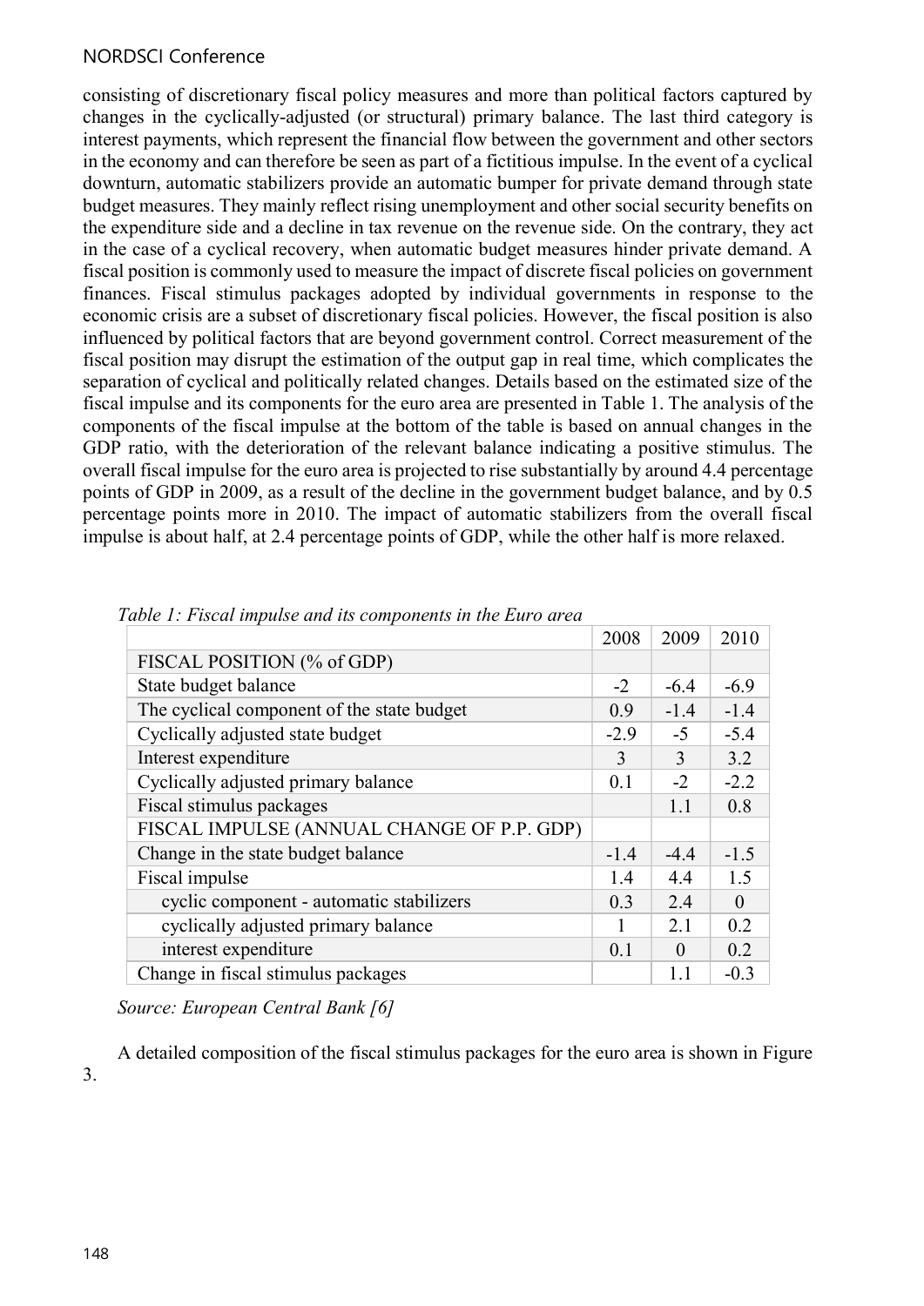consisting of discretionary fiscal policy measures and more than political factors captured by changes in the cyclically-adjusted (or structural) primary balance. The last third category is interest payments, which represent the financial flow between the government and other sectors in the economy and can therefore be seen as part of a fictitious impulse. In the event of a cyclical downturn, automatic stabilizers provide an automatic bumper for private demand through state budget measures. They mainly reflect rising unemployment and other social security benefits on the expenditure side and a decline in tax revenue on the revenue side. On the contrary, they act in the case of a cyclical recovery, when automatic budget measures hinder private demand. A fiscal position is commonly used to measure the impact of discrete fiscal policies on government finances. Fiscal stimulus packages adopted by individual governments in response to the economic crisis are a subset of discretionary fiscal policies. However, the fiscal position is also influenced by political factors that are beyond government control. Correct measurement of the fiscal position may disrupt the estimation of the output gap in real time, which complicates the separation of cyclical and politically related changes. Details based on the estimated size of the fiscal impulse and its components for the euro area are presented in Table 1. The analysis of the components of the fiscal impulse at the bottom of the table is based on annual changes in the GDP ratio, with the deterioration of the relevant balance indicating a positive stimulus. The overall fiscal impulse for the euro area is projected to rise substantially by around 4.4 percentage points of GDP in 2009, as a result of the decline in the government budget balance, and by 0.5 percentage points more in 2010. The impact of automatic stabilizers from the overall fiscal impulse is about half, at 2.4 percentage points of GDP, while the other half is more relaxed.

*Table 1: Fiscal impulse and its components in the Euro area*

| | 2008 | 2009 | 2010 |
|---|---|---|---|
| FISCAL POSITION (% of GDP) | | | |
| State budget balance | -2 | -6.4 | -6.9 |
| The cyclical component of the state budget | 0.9 | -1.4 | -1.4 |
| Cyclically adjusted state budget | -2.9 | -5 | -5.4 |
| Interest expenditure | 3 | 3 | 3.2 |
| Cyclically adjusted primary balance | 0.1 | -2 | -2.2 |
| Fiscal stimulus packages | | 1.1 | 0.8 |
| FISCAL IMPULSE (ANNUAL CHANGE OF P.P. GDP) | | | |
| Change in the state budget balance | -1.4 | -4.4 | -1.5 |
| Fiscal impulse | 1.4 | 4.4 | 1.5 |
| cyclic component - automatic stabilizers | 0.3 | 2.4 | 0 |
| cyclically adjusted primary balance | 1 | 2.1 | 0.2 |
| interest expenditure | 0.1 | 0 | 0.2 |
| Change in fiscal stimulus packages | | 1.1 | -0.3 |

*Source: European Central Bank [6]*

A detailed composition of the fiscal stimulus packages for the euro area is shown in Figure 3.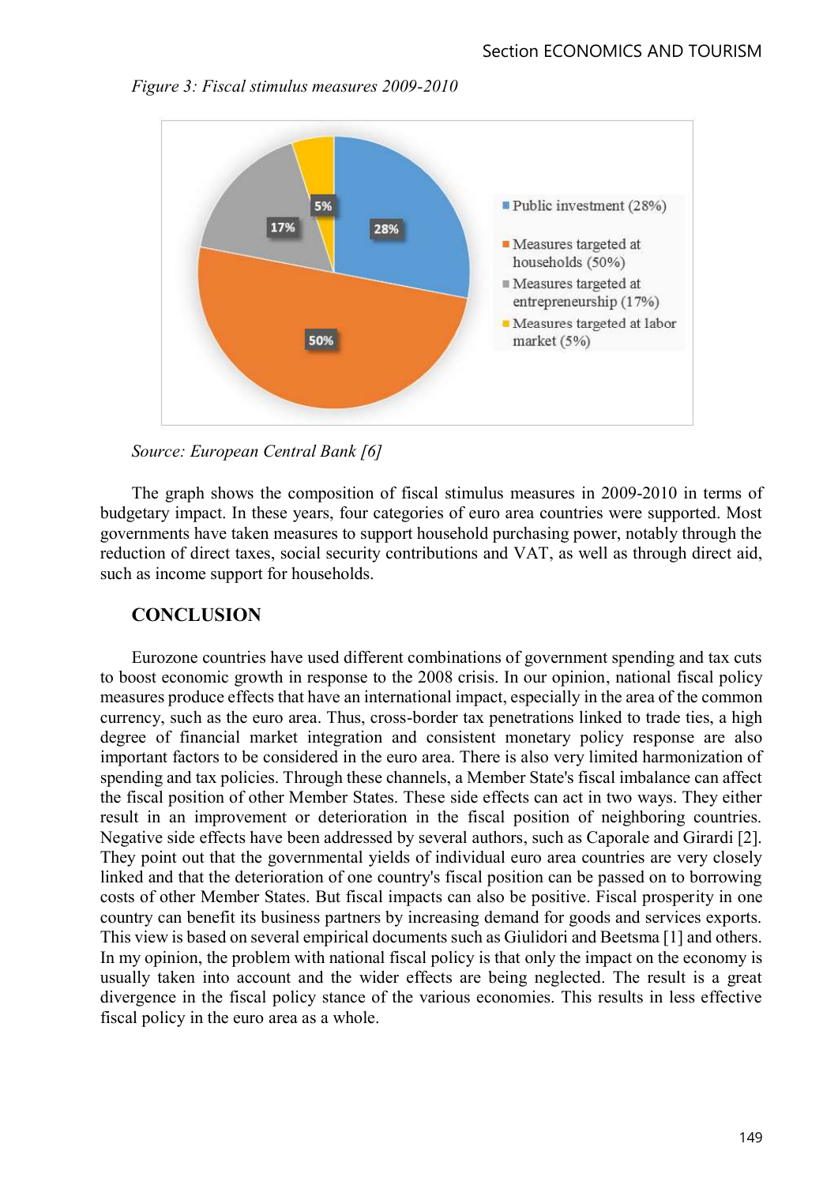*Figure 3: Fiscal stimulus measures 2009-2010*

*Source: European Central Bank [6]*

The graph shows the composition of fiscal stimulus measures in 2009-2010 in terms of budgetary impact. In these years, four categories of euro area countries were supported. Most governments have taken measures to support household purchasing power, notably through the reduction of direct taxes, social security contributions and VAT, as well as through direct aid, such as income support for households.

## CONCLUSION

Eurozone countries have used different combinations of government spending and tax cuts to boost economic growth in response to the 2008 crisis. In our opinion, national fiscal policy measures produce effects that have an international impact, especially in the area of the common currency, such as the euro area. Thus, cross-border tax penetrations linked to trade ties, a high degree of financial market integration and consistent monetary policy response are also important factors to be considered in the euro area. There is also very limited harmonization of spending and tax policies. Through these channels, a Member State's fiscal imbalance can affect the fiscal position of other Member States. These side effects can act in two ways. They either result in an improvement or deterioration in the fiscal position of neighboring countries. Negative side effects have been addressed by several authors, such as Caporale and Girardi [2]. They point out that the governmental yields of individual euro area countries are very closely linked and that the deterioration of one country's fiscal position can be passed on to borrowing costs of other Member States. But fiscal impacts can also be positive. Fiscal prosperity in one country can benefit its business partners by increasing demand for goods and services exports. This view is based on several empirical documents such as Giulidori and Beetsma [1] and others. In my opinion, the problem with national fiscal policy is that only the impact on the economy is usually taken into account and the wider effects are being neglected. The result is a great divergence in the fiscal policy stance of the various economies. This results in less effective fiscal policy in the euro area as a whole.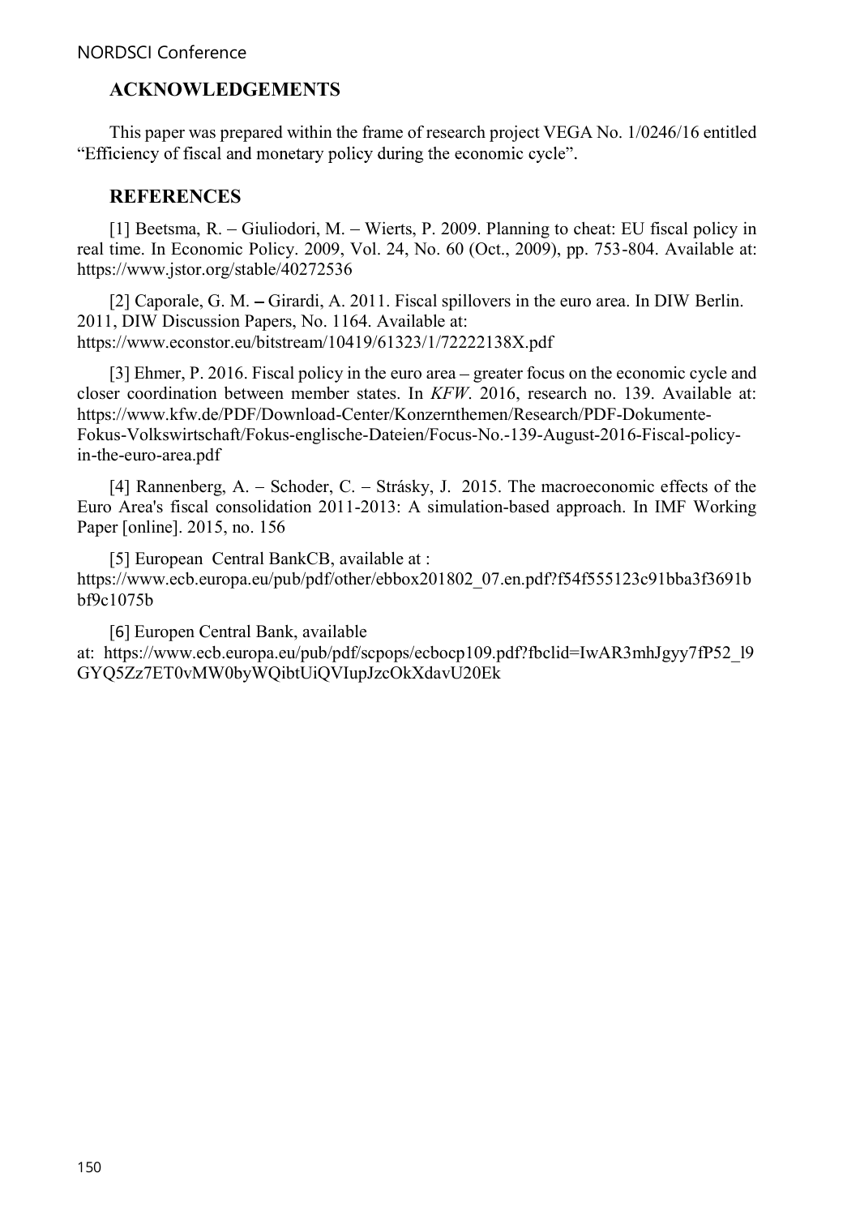## ACKNOWLEDGEMENTS

This paper was prepared within the frame of research project VEGA No. 1/0246/16 entitled "Efficiency of fiscal and monetary policy during the economic cycle".

## REFERENCES

[1] Beetsma, R. – Giuliodori, M. – Wierts, P. 2009. Planning to cheat: EU fiscal policy in real time. In Economic Policy. 2009, Vol. 24, No. 60 (Oct., 2009), pp. 753-804. Available at: https://www.jstor.org/stable/40272536

[2] Caporale, G. M. – Girardi, A. 2011. Fiscal spillovers in the euro area. In DIW Berlin. 2011, DIW Discussion Papers, No. 1164. Available at: https://www.econstor.eu/bitstream/10419/61323/1/72222138X.pdf

[3] Ehmer, P. 2016. Fiscal policy in the euro area – greater focus on the economic cycle and closer coordination between member states. In *KFW*. 2016, research no. 139. Available at: https://www.kfw.de/PDF/Download-Center/Konzernthemen/Research/PDF-Dokumente-Fokus-Volkswirtschaft/Fokus-englische-Dateien/Focus-No.-139-August-2016-Fiscal-policy-in-the-euro-area.pdf

[4] Rannenberg, A. – Schoder, C. – Strásky, J. 2015. The macroeconomic effects of the Euro Area's fiscal consolidation 2011-2013: A simulation-based approach. In IMF Working Paper [online]. 2015, no. 156

[5] European Central BankCB, available at : https://www.ecb.europa.eu/pub/pdf/other/ebbox201802_07.en.pdf?f54f555123c91bba3f3691bbf9c1075b

[6] Europen Central Bank, available at: https://www.ecb.europa.eu/pub/pdf/scpops/ecbocp109.pdf?fbclid=IwAR3mhJgyy7fP52_l9GYQ5Zz7ET0vMW0byWQibtUiQVIupJzcOkXdavU20Ek